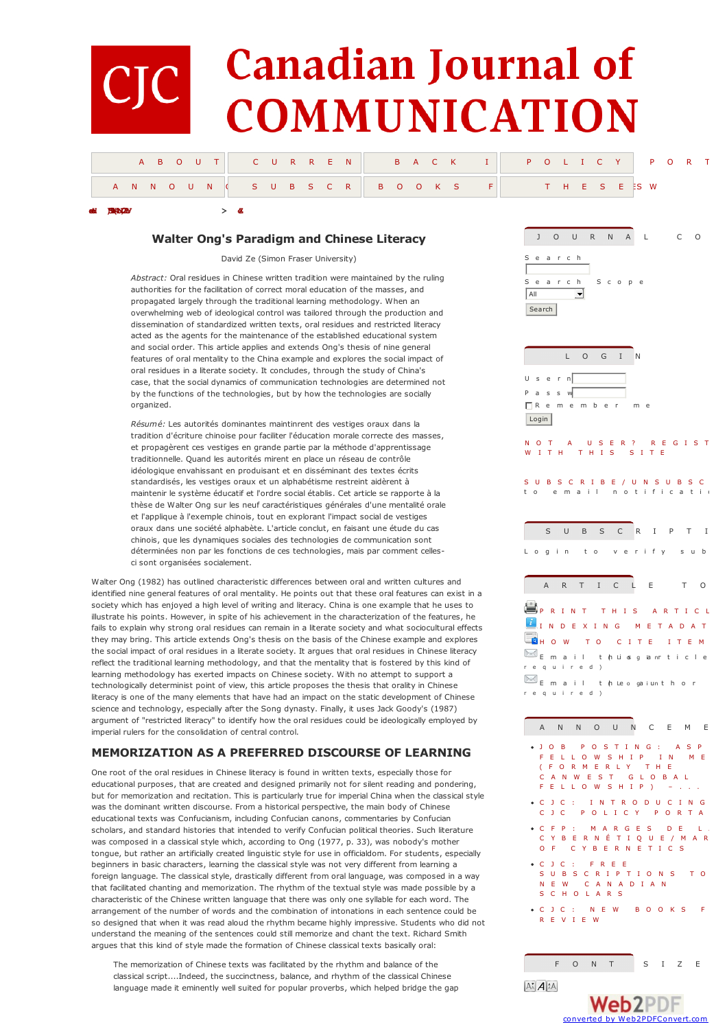# Walter Ong's Paradigm and Chinese Literacy

David Ze (Simon Fraser University)

*Abstract:* Oral residues in Chinese written tradition were maintained by the ruling authorities for the facilitation of correct moral education of the masses, and propagated largely through the traditional learning methodology. When an overwhelming web of ideological control was tailored through the production and dissemination of standardized written texts, oral residues and restricted literacy acted as the agents for the maintenance of the established educational system and social order. This article applies and extends Ong's thesis of nine general features of oral mentality to the China example and explores the social impact of oral residues in a literate society. It concludes, through the study of China's case, that the social dynamics of communication technologies are determined not by the functions of the technologies, but by how the technologies are socially organized.

*Résumé:* Les autorités dominantes maintinrent des vestiges oraux dans la tradition d'écriture chinoise pour faciliter l'éducation morale correcte des masses, et propagèrent ces vestiges en grande partie par la méthode d'apprentissage traditionnelle. Quand les autorités mirent en place un réseau de contrôle idéologique envahissant en produisant et en disséminant des textes écrits standardisés, les vestiges oraux et un alphabétisme restreint aidèrent à maintenir le système éducatif et l'ordre social établis. Cet article se rapporte à la thèse de Walter Ong sur les neuf caractéristiques générales d'une mentalité orale et l'applique à l'exemple chinois, tout en explorant l'impact social de vestiges oraux dans une société alphabète. L'article conclut, en faisant une étude du cas chinois, que les dynamiques sociales des technologies de communication sont déterminées non par les fonctions de ces technologies, mais par comment celles-ci sont organisées socialement.

Walter Ong (1982) has outlined characteristic differences between oral and written cultures and identified nine general features of oral mentality. He points out that these oral features can exist in a society which has enjoyed a high level of writing and literacy. China is one example that he uses to illustrate his points. However, in spite of his achievement in the characterization of the features, he fails to explain why strong oral residues can remain in a literate society and what sociocultural effects they may bring. This article extends Ong's thesis on the basis of the Chinese example and explores the social impact of oral residues in a literate society. It argues that oral residues in Chinese literacy reflect the traditional learning methodology, and that the mentality that is fostered by this kind of learning methodology has exerted impacts on Chinese society. With no attempt to support a technologically determinist point of view, this article proposes the thesis that orality in Chinese literacy is one of the many elements that have had an impact on the static development of Chinese science and technology, especially after the Song dynasty. Finally, it uses Jack Goody's (1987) argument of "restricted literacy" to identify how the oral residues could be ideologically employed by imperial rulers for the consolidation of central control.

## MEMORIZATION AS A PREFERRED DISCOURSE OF LEARNING

One root of the oral residues in Chinese literacy is found in written texts, especially those for educational purposes, that are created and designed primarily not for silent reading and pondering, but for memorization and recitation. This is particularly true for imperial China when the classical style was the dominant written discourse. From a historical perspective, the main body of Chinese educational texts was Confucianism, including Confucian canons, commentaries by Confucian scholars, and standard histories that intended to verify Confucian political theories. Such literature was composed in a classical style which, according to Ong (1977, p. 33), was nobody's mother tongue, but rather an artificially created linguistic style for use in officialdom. For students, especially beginners in basic characters, learning the classical style was not very different from learning a foreign language. The classical style, drastically different from oral language, was composed in a way that facilitated chanting and memorization. The rhythm of the textual style was made possible by a characteristic of the Chinese written language that there was only one syllable for each word. The arrangement of the number of words and the combination of intonations in each sentence could be so designed that when it was read aloud the rhythm became highly impressive. Students who did not understand the meaning of the sentences could still memorize and chant the text. Richard Smith argues that this kind of style made the formation of Chinese classical texts basically oral:

> The memorization of Chinese texts was facilitated by the rhythm and balance of the classical script....Indeed, the succinctness, balance, and rhythm of the classical Chinese language made it eminently well suited for popular proverbs, which helped bridge the gap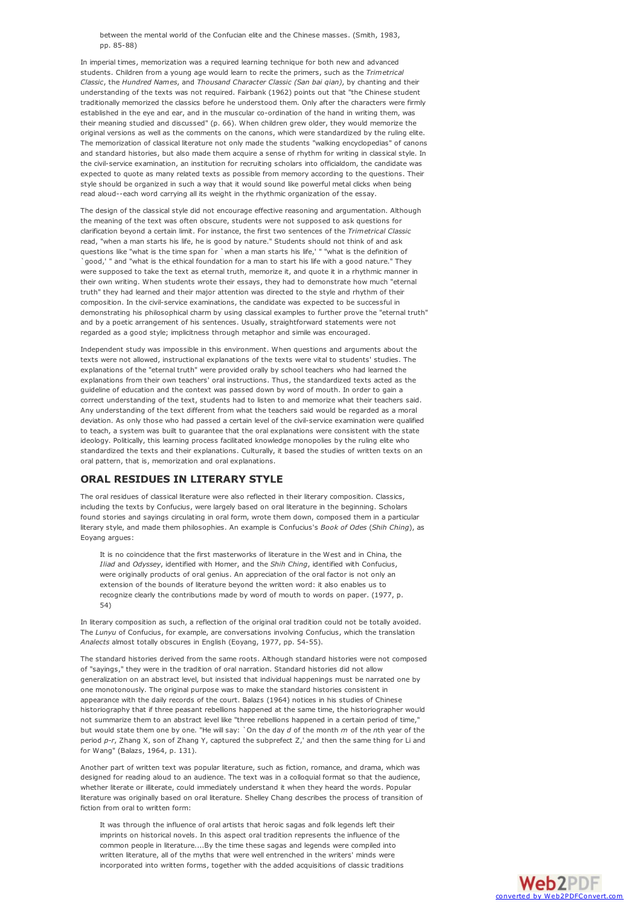> between the mental world of the Confucian elite and the Chinese masses. (Smith, 1983, pp. 85-88)

In imperial times, memorization was a required learning technique for both new and advanced students. Children from a young age would learn to recite the primers, such as the *Trimetrical Classic*, the *Hundred Names*, and *Thousand Character Classic (San bai qian)*, by chanting and their understanding of the texts was not required. Fairbank (1962) points out that "the Chinese student traditionally memorized the classics before he understood them. Only after the characters were firmly established in the eye and ear, and in the muscular co-ordination of the hand in writing them, was their meaning studied and discussed" (p. 66). When children grew older, they would memorize the original versions as well as the comments on the canons, which were standardized by the ruling elite. The memorization of classical literature not only made the students "walking encyclopedias" of canons and standard histories, but also made them acquire a sense of rhythm for writing in classical style. In the civil-service examination, an institution for recruiting scholars into officialdom, the candidate was expected to quote as many related texts as possible from memory according to the questions. Their style should be organized in such a way that it would sound like powerful metal clicks when being read aloud--each word carrying all its weight in the rhythmic organization of the essay.

The design of the classical style did not encourage effective reasoning and argumentation. Although the meaning of the text was often obscure, students were not supposed to ask questions for clarification beyond a certain limit. For instance, the first two sentences of the *Trimetrical Classic* read, "when a man starts his life, he is good by nature." Students should not think of and ask questions like "what is the time span for `when a man starts his life,' " "what is the definition of `good,' " and "what is the ethical foundation for a man to start his life with a good nature." They were supposed to take the text as eternal truth, memorize it, and quote it in a rhythmic manner in their own writing. When students wrote their essays, they had to demonstrate how much "eternal truth" they had learned and their major attention was directed to the style and rhythm of their composition. In the civil-service examinations, the candidate was expected to be successful in demonstrating his philosophical charm by using classical examples to further prove the "eternal truth" and by a poetic arrangement of his sentences. Usually, straightforward statements were not regarded as a good style; implicitness through metaphor and simile was encouraged.

Independent study was impossible in this environment. When questions and arguments about the texts were not allowed, instructional explanations of the texts were vital to students' studies. The explanations of the "eternal truth" were provided orally by school teachers who had learned the explanations from their own teachers' oral instructions. Thus, the standardized texts acted as the guideline of education and the context was passed down by word of mouth. In order to gain a correct understanding of the text, students had to listen to and memorize what their teachers said. Any understanding of the text different from what the teachers said would be regarded as a moral deviation. As only those who had passed a certain level of the civil-service examination were qualified to teach, a system was built to guarantee that the oral explanations were consistent with the state ideology. Politically, this learning process facilitated knowledge monopolies by the ruling elite who standardized the texts and their explanations. Culturally, it based the studies of written texts on an oral pattern, that is, memorization and oral explanations.

## ORAL RESIDUES IN LITERARY STYLE

The oral residues of classical literature were also reflected in their literary composition. Classics, including the texts by Confucius, were largely based on oral literature in the beginning. Scholars found stories and sayings circulating in oral form, wrote them down, composed them in a particular literary style, and made them philosophies. An example is Confucius's *Book of Odes* (*Shih Ching*), as Eoyang argues:

> It is no coincidence that the first masterworks of literature in the West and in China, the *Iliad* and *Odyssey*, identified with Homer, and the *Shih Ching*, identified with Confucius, were originally products of oral genius. An appreciation of the oral factor is not only an extension of the bounds of literature beyond the written word: it also enables us to recognize clearly the contributions made by word of mouth to words on paper. (1977, p. 54)

In literary composition as such, a reflection of the original oral tradition could not be totally avoided. The *Lunyu* of Confucius, for example, are conversations involving Confucius, which the translation *Analects* almost totally obscures in English (Eoyang, 1977, pp. 54-55).

The standard histories derived from the same roots. Although standard histories were not composed of "sayings," they were in the tradition of oral narration. Standard histories did not allow generalization on an abstract level, but insisted that individual happenings must be narrated one by one monotonously. The original purpose was to make the standard histories consistent in appearance with the daily records of the court. Balazs (1964) notices in his studies of Chinese historiography that if three peasant rebellions happened at the same time, the historiographer would not summarize them to an abstract level like "three rebellions happened in a certain period of time," but would state them one by one. "He will say: `On the day *d* of the month *m* of the *n*th year of the period *p-r*, Zhang X, son of Zhang Y, captured the subprefect Z,' and then the same thing for Li and for Wang" (Balazs, 1964, p. 131).

Another part of written text was popular literature, such as fiction, romance, and drama, which was designed for reading aloud to an audience. The text was in a colloquial format so that the audience, whether literate or illiterate, could immediately understand it when they heard the words. Popular literature was originally based on oral literature. Shelley Chang describes the process of transition of fiction from oral to written form:

> It was through the influence of oral artists that heroic sagas and folk legends left their imprints on historical novels. In this aspect oral tradition represents the influence of the common people in literature....By the time these sagas and legends were compiled into written literature, all of the myths that were well entrenched in the writers' minds were incorporated into written forms, together with the added acquisitions of classic traditions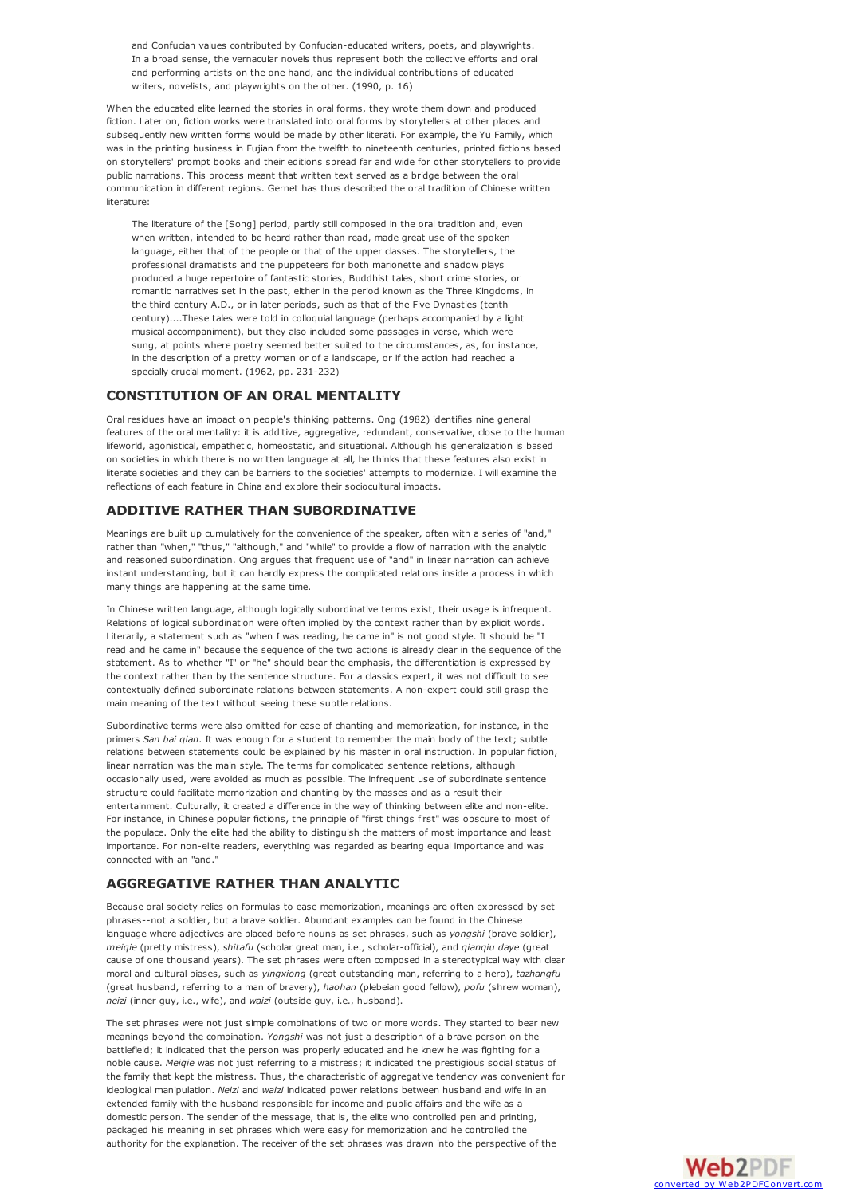> and Confucian values contributed by Confucian-educated writers, poets, and playwrights. In a broad sense, the vernacular novels thus represent both the collective efforts and oral and performing artists on the one hand, and the individual contributions of educated writers, novelists, and playwrights on the other. (1990, p. 16)

When the educated elite learned the stories in oral forms, they wrote them down and produced fiction. Later on, fiction works were translated into oral forms by storytellers at other places and subsequently new written forms would be made by other literati. For example, the Yu Family, which was in the printing business in Fujian from the twelfth to nineteenth centuries, printed fictions based on storytellers' prompt books and their editions spread far and wide for other storytellers to provide public narrations. This process meant that written text served as a bridge between the oral communication in different regions. Gernet has thus described the oral tradition of Chinese written literature:

> The literature of the [Song] period, partly still composed in the oral tradition and, even when written, intended to be heard rather than read, made great use of the spoken language, either that of the people or that of the upper classes. The storytellers, the professional dramatists and the puppeteers for both marionette and shadow plays produced a huge repertoire of fantastic stories, Buddhist tales, short crime stories, or romantic narratives set in the past, either in the period known as the Three Kingdoms, in the third century A.D., or in later periods, such as that of the Five Dynasties (tenth century)....These tales were told in colloquial language (perhaps accompanied by a light musical accompaniment), but they also included some passages in verse, which were sung, at points where poetry seemed better suited to the circumstances, as, for instance, in the description of a pretty woman or of a landscape, or if the action had reached a specially crucial moment. (1962, pp. 231-232)

## CONSTITUTION OF AN ORAL MENTALITY

Oral residues have an impact on people's thinking patterns. Ong (1982) identifies nine general features of the oral mentality: it is additive, aggregative, redundant, conservative, close to the human lifeworld, agonistical, empathetic, homeostatic, and situational. Although his generalization is based on societies in which there is no written language at all, he thinks that these features also exist in literate societies and they can be barriers to the societies' attempts to modernize. I will examine the reflections of each feature in China and explore their sociocultural impacts.

## ADDITIVE RATHER THAN SUBORDINATIVE

Meanings are built up cumulatively for the convenience of the speaker, often with a series of "and," rather than "when," "thus," "although," and "while" to provide a flow of narration with the analytic and reasoned subordination. Ong argues that frequent use of "and" in linear narration can achieve instant understanding, but it can hardly express the complicated relations inside a process in which many things are happening at the same time.

In Chinese written language, although logically subordinative terms exist, their usage is infrequent. Relations of logical subordination were often implied by the context rather than by explicit words. Literarily, a statement such as "when I was reading, he came in" is not good style. It should be "I read and he came in" because the sequence of the two actions is already clear in the sequence of the statement. As to whether "I" or "he" should bear the emphasis, the differentiation is expressed by the context rather than by the sentence structure. For a classics expert, it was not difficult to see contextually defined subordinate relations between statements. A non-expert could still grasp the main meaning of the text without seeing these subtle relations.

Subordinative terms were also omitted for ease of chanting and memorization, for instance, in the primers *San bai qian*. It was enough for a student to remember the main body of the text; subtle relations between statements could be explained by his master in oral instruction. In popular fiction, linear narration was the main style. The terms for complicated sentence relations, although occasionally used, were avoided as much as possible. The infrequent use of subordinate sentence structure could facilitate memorization and chanting by the masses and as a result their entertainment. Culturally, it created a difference in the way of thinking between elite and non-elite. For instance, in Chinese popular fictions, the principle of "first things first" was obscure to most of the populace. Only the elite had the ability to distinguish the matters of most importance and least importance. For non-elite readers, everything was regarded as bearing equal importance and was connected with an "and."

## AGGREGATIVE RATHER THAN ANALYTIC

Because oral society relies on formulas to ease memorization, meanings are often expressed by set phrases--not a soldier, but a brave soldier. Abundant examples can be found in the Chinese language where adjectives are placed before nouns as set phrases, such as *yongshi* (brave soldier), *meiqie* (pretty mistress), *shitafu* (scholar great man, i.e., scholar-official), and *qianqiu daye* (great cause of one thousand years). The set phrases were often composed in a stereotypical way with clear moral and cultural biases, such as *yingxiong* (great outstanding man, referring to a hero), *tazhangfu* (great husband, referring to a man of bravery), *haohan* (plebeian good fellow), *pofu* (shrew woman), *neizi* (inner guy, i.e., wife), and *waizi* (outside guy, i.e., husband).

The set phrases were not just simple combinations of two or more words. They started to bear new meanings beyond the combination. *Yongshi* was not just a description of a brave person on the battlefield; it indicated that the person was properly educated and he knew he was fighting for a noble cause. *Meiqie* was not just referring to a mistress; it indicated the prestigious social status of the family that kept the mistress. Thus, the characteristic of aggregative tendency was convenient for ideological manipulation. *Neizi* and *waizi* indicated power relations between husband and wife in an extended family with the husband responsible for income and public affairs and the wife as a domestic person. The sender of the message, that is, the elite who controlled pen and printing, packaged his meaning in set phrases which were easy for memorization and he controlled the authority for the explanation. The receiver of the set phrases was drawn into the perspective of the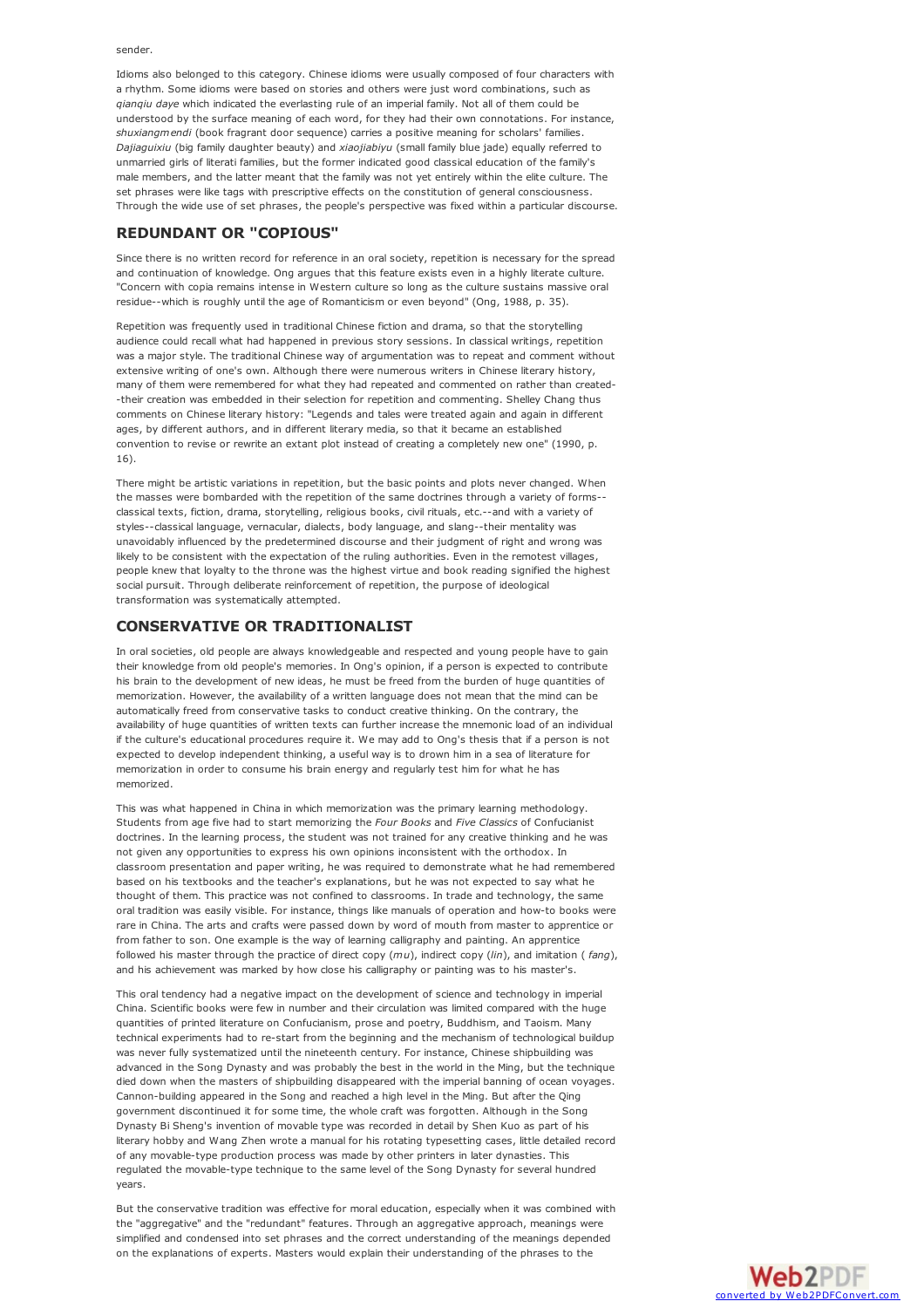sender.

Idioms also belonged to this category. Chinese idioms were usually composed of four characters with a rhythm. Some idioms were based on stories and others were just word combinations, such as *qianqiu daye* which indicated the everlasting rule of an imperial family. Not all of them could be understood by the surface meaning of each word, for they had their own connotations. For instance, *shuxiangmendi* (book fragrant door sequence) carries a positive meaning for scholars' families. *Dajiaguixiu* (big family daughter beauty) and *xiaojiabiyu* (small family blue jade) equally referred to unmarried girls of literati families, but the former indicated good classical education of the family's male members, and the latter meant that the family was not yet entirely within the elite culture. The set phrases were like tags with prescriptive effects on the constitution of general consciousness. Through the wide use of set phrases, the people's perspective was fixed within a particular discourse.

## REDUNDANT OR "COPIOUS"

Since there is no written record for reference in an oral society, repetition is necessary for the spread and continuation of knowledge. Ong argues that this feature exists even in a highly literate culture. "Concern with copia remains intense in Western culture so long as the culture sustains massive oral residue--which is roughly until the age of Romanticism or even beyond" (Ong, 1988, p. 35).

Repetition was frequently used in traditional Chinese fiction and drama, so that the storytelling audience could recall what had happened in previous story sessions. In classical writings, repetition was a major style. The traditional Chinese way of argumentation was to repeat and comment without extensive writing of one's own. Although there were numerous writers in Chinese literary history, many of them were remembered for what they had repeated and commented on rather than created--their creation was embedded in their selection for repetition and commenting. Shelley Chang thus comments on Chinese literary history: "Legends and tales were treated again and again in different ages, by different authors, and in different literary media, so that it became an established convention to revise or rewrite an extant plot instead of creating a completely new one" (1990, p. 16).

There might be artistic variations in repetition, but the basic points and plots never changed. When the masses were bombarded with the repetition of the same doctrines through a variety of forms--classical texts, fiction, drama, storytelling, religious books, civil rituals, etc.--and with a variety of styles--classical language, vernacular, dialects, body language, and slang--their mentality was unavoidably influenced by the predetermined discourse and their judgment of right and wrong was likely to be consistent with the expectation of the ruling authorities. Even in the remotest villages, people knew that loyalty to the throne was the highest virtue and book reading signified the highest social pursuit. Through deliberate reinforcement of repetition, the purpose of ideological transformation was systematically attempted.

## CONSERVATIVE OR TRADITIONALIST

In oral societies, old people are always knowledgeable and respected and young people have to gain their knowledge from old people's memories. In Ong's opinion, if a person is expected to contribute his brain to the development of new ideas, he must be freed from the burden of huge quantities of memorization. However, the availability of a written language does not mean that the mind can be automatically freed from conservative tasks to conduct creative thinking. On the contrary, the availability of huge quantities of written texts can further increase the mnemonic load of an individual if the culture's educational procedures require it. We may add to Ong's thesis that if a person is not expected to develop independent thinking, a useful way is to drown him in a sea of literature for memorization in order to consume his brain energy and regularly test him for what he has memorized.

This was what happened in China in which memorization was the primary learning methodology. Students from age five had to start memorizing the *Four Books* and *Five Classics* of Confucianist doctrines. In the learning process, the student was not trained for any creative thinking and he was not given any opportunities to express his own opinions inconsistent with the orthodox. In classroom presentation and paper writing, he was required to demonstrate what he had remembered based on his textbooks and the teacher's explanations, but he was not expected to say what he thought of them. This practice was not confined to classrooms. In trade and technology, the same oral tradition was easily visible. For instance, things like manuals of operation and how-to books were rare in China. The arts and crafts were passed down by word of mouth from master to apprentice or from father to son. One example is the way of learning calligraphy and painting. An apprentice followed his master through the practice of direct copy (*mu*), indirect copy (*lin*), and imitation ( *fang*), and his achievement was marked by how close his calligraphy or painting was to his master's.

This oral tendency had a negative impact on the development of science and technology in imperial China. Scientific books were few in number and their circulation was limited compared with the huge quantities of printed literature on Confucianism, prose and poetry, Buddhism, and Taoism. Many technical experiments had to re-start from the beginning and the mechanism of technological buildup was never fully systematized until the nineteenth century. For instance, Chinese shipbuilding was advanced in the Song Dynasty and was probably the best in the world in the Ming, but the technique died down when the masters of shipbuilding disappeared with the imperial banning of ocean voyages. Cannon-building appeared in the Song and reached a high level in the Ming. But after the Qing government discontinued it for some time, the whole craft was forgotten. Although in the Song Dynasty Bi Sheng's invention of movable type was recorded in detail by Shen Kuo as part of his literary hobby and Wang Zhen wrote a manual for his rotating typesetting cases, little detailed record of any movable-type production process was made by other printers in later dynasties. This regulated the movable-type technique to the same level of the Song Dynasty for several hundred years.

But the conservative tradition was effective for moral education, especially when it was combined with the "aggregative" and the "redundant" features. Through an aggregative approach, meanings were simplified and condensed into set phrases and the correct understanding of the meanings depended on the explanations of experts. Masters would explain their understanding of the phrases to the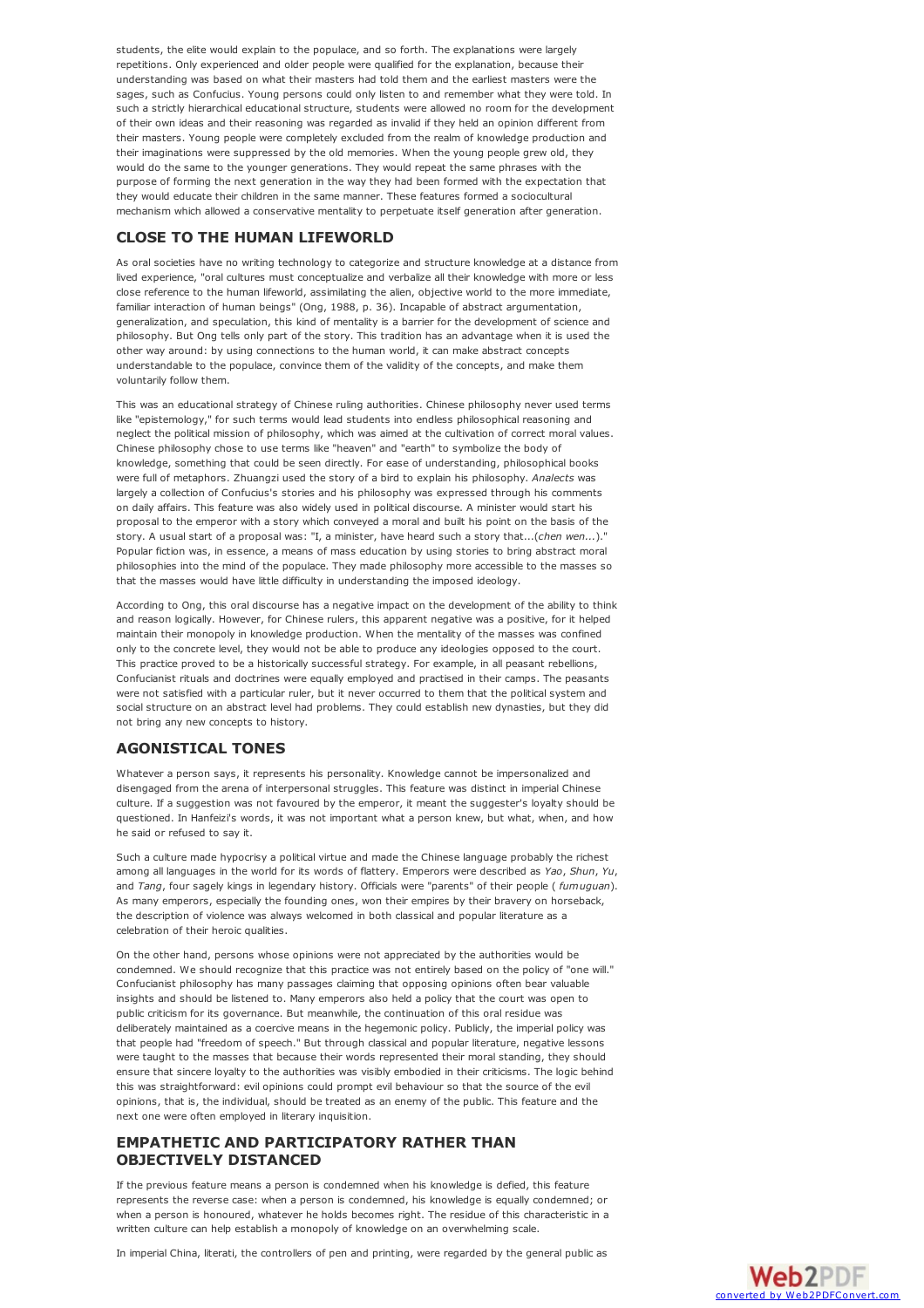students, the elite would explain to the populace, and so forth. The explanations were largely repetitions. Only experienced and older people were qualified for the explanation, because their understanding was based on what their masters had told them and the earliest masters were the sages, such as Confucius. Young persons could only listen to and remember what they were told. In such a strictly hierarchical educational structure, students were allowed no room for the development of their own ideas and their reasoning was regarded as invalid if they held an opinion different from their masters. Young people were completely excluded from the realm of knowledge production and their imaginations were suppressed by the old memories. When the young people grew old, they would do the same to the younger generations. They would repeat the same phrases with the purpose of forming the next generation in the way they had been formed with the expectation that they would educate their children in the same manner. These features formed a sociocultural mechanism which allowed a conservative mentality to perpetuate itself generation after generation.

## CLOSE TO THE HUMAN LIFEWORLD

As oral societies have no writing technology to categorize and structure knowledge at a distance from lived experience, "oral cultures must conceptualize and verbalize all their knowledge with more or less close reference to the human lifeworld, assimilating the alien, objective world to the more immediate, familiar interaction of human beings" (Ong, 1988, p. 36). Incapable of abstract argumentation, generalization, and speculation, this kind of mentality is a barrier for the development of science and philosophy. But Ong tells only part of the story. This tradition has an advantage when it is used the other way around: by using connections to the human world, it can make abstract concepts understandable to the populace, convince them of the validity of the concepts, and make them voluntarily follow them.

This was an educational strategy of Chinese ruling authorities. Chinese philosophy never used terms like "epistemology," for such terms would lead students into endless philosophical reasoning and neglect the political mission of philosophy, which was aimed at the cultivation of correct moral values. Chinese philosophy chose to use terms like "heaven" and "earth" to symbolize the body of knowledge, something that could be seen directly. For ease of understanding, philosophical books were full of metaphors. Zhuangzi used the story of a bird to explain his philosophy. *Analects* was largely a collection of Confucius's stories and his philosophy was expressed through his comments on daily affairs. This feature was also widely used in political discourse. A minister would start his proposal to the emperor with a story which conveyed a moral and built his point on the basis of the story. A usual start of a proposal was: "I, a minister, have heard such a story that...(*chen wen...*)." Popular fiction was, in essence, a means of mass education by using stories to bring abstract moral philosophies into the mind of the populace. They made philosophy more accessible to the masses so that the masses would have little difficulty in understanding the imposed ideology.

According to Ong, this oral discourse has a negative impact on the development of the ability to think and reason logically. However, for Chinese rulers, this apparent negative was a positive, for it helped maintain their monopoly in knowledge production. When the mentality of the masses was confined only to the concrete level, they would not be able to produce any ideologies opposed to the court. This practice proved to be a historically successful strategy. For example, in all peasant rebellions, Confucianist rituals and doctrines were equally employed and practised in their camps. The peasants were not satisfied with a particular ruler, but it never occurred to them that the political system and social structure on an abstract level had problems. They could establish new dynasties, but they did not bring any new concepts to history.

## AGONISTICAL TONES

Whatever a person says, it represents his personality. Knowledge cannot be impersonalized and disengaged from the arena of interpersonal struggles. This feature was distinct in imperial Chinese culture. If a suggestion was not favoured by the emperor, it meant the suggester's loyalty should be questioned. In Hanfeizi's words, it was not important what a person knew, but what, when, and how he said or refused to say it.

Such a culture made hypocrisy a political virtue and made the Chinese language probably the richest among all languages in the world for its words of flattery. Emperors were described as *Yao*, *Shun*, *Yu*, and *Tang*, four sagely kings in legendary history. Officials were "parents" of their people ( *fumuguan*). As many emperors, especially the founding ones, won their empires by their bravery on horseback, the description of violence was always welcomed in both classical and popular literature as a celebration of their heroic qualities.

On the other hand, persons whose opinions were not appreciated by the authorities would be condemned. We should recognize that this practice was not entirely based on the policy of "one will." Confucianist philosophy has many passages claiming that opposing opinions often bear valuable insights and should be listened to. Many emperors also held a policy that the court was open to public criticism for its governance. But meanwhile, the continuation of this oral residue was deliberately maintained as a coercive means in the hegemonic policy. Publicly, the imperial policy was that people had "freedom of speech." But through classical and popular literature, negative lessons were taught to the masses that because their words represented their moral standing, they should ensure that sincere loyalty to the authorities was visibly embodied in their criticisms. The logic behind this was straightforward: evil opinions could prompt evil behaviour so that the source of the evil opinions, that is, the individual, should be treated as an enemy of the public. This feature and the next one were often employed in literary inquisition.

## EMPATHETIC AND PARTICIPATORY RATHER THAN OBJECTIVELY DISTANCED

If the previous feature means a person is condemned when his knowledge is defied, this feature represents the reverse case: when a person is condemned, his knowledge is equally condemned; or when a person is honoured, whatever he holds becomes right. The residue of this characteristic in a written culture can help establish a monopoly of knowledge on an overwhelming scale.

In imperial China, literati, the controllers of pen and printing, were regarded by the general public as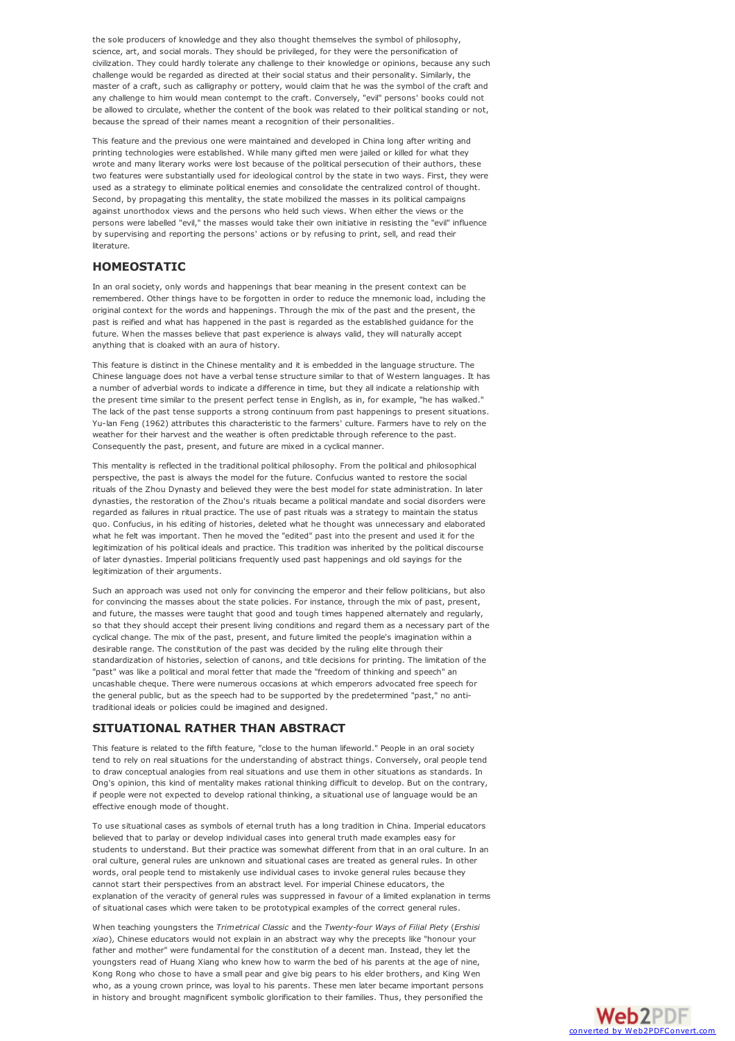the sole producers of knowledge and they also thought themselves the symbol of philosophy, science, art, and social morals. They should be privileged, for they were the personification of civilization. They could hardly tolerate any challenge to their knowledge or opinions, because any such challenge would be regarded as directed at their social status and their personality. Similarly, the master of a craft, such as calligraphy or pottery, would claim that he was the symbol of the craft and any challenge to him would mean contempt to the craft. Conversely, "evil" persons' books could not be allowed to circulate, whether the content of the book was related to their political standing or not, because the spread of their names meant a recognition of their personalities.

This feature and the previous one were maintained and developed in China long after writing and printing technologies were established. While many gifted men were jailed or killed for what they wrote and many literary works were lost because of the political persecution of their authors, these two features were substantially used for ideological control by the state in two ways. First, they were used as a strategy to eliminate political enemies and consolidate the centralized control of thought. Second, by propagating this mentality, the state mobilized the masses in its political campaigns against unorthodox views and the persons who held such views. When either the views or the persons were labelled "evil," the masses would take their own initiative in resisting the "evil" influence by supervising and reporting the persons' actions or by refusing to print, sell, and read their literature.

## HOMEOSTATIC

In an oral society, only words and happenings that bear meaning in the present context can be remembered. Other things have to be forgotten in order to reduce the mnemonic load, including the original context for the words and happenings. Through the mix of the past and the present, the past is reified and what has happened in the past is regarded as the established guidance for the future. When the masses believe that past experience is always valid, they will naturally accept anything that is cloaked with an aura of history.

This feature is distinct in the Chinese mentality and it is embedded in the language structure. The Chinese language does not have a verbal tense structure similar to that of Western languages. It has a number of adverbial words to indicate a difference in time, but they all indicate a relationship with the present time similar to the present perfect tense in English, as in, for example, "he has walked." The lack of the past tense supports a strong continuum from past happenings to present situations. Yu-lan Feng (1962) attributes this characteristic to the farmers' culture. Farmers have to rely on the weather for their harvest and the weather is often predictable through reference to the past. Consequently the past, present, and future are mixed in a cyclical manner.

This mentality is reflected in the traditional political philosophy. From the political and philosophical perspective, the past is always the model for the future. Confucius wanted to restore the social rituals of the Zhou Dynasty and believed they were the best model for state administration. In later dynasties, the restoration of the Zhou's rituals became a political mandate and social disorders were regarded as failures in ritual practice. The use of past rituals was a strategy to maintain the status quo. Confucius, in his editing of histories, deleted what he thought was unnecessary and elaborated what he felt was important. Then he moved the "edited" past into the present and used it for the legitimization of his political ideals and practice. This tradition was inherited by the political discourse of later dynasties. Imperial politicians frequently used past happenings and old sayings for the legitimization of their arguments.

Such an approach was used not only for convincing the emperor and their fellow politicians, but also for convincing the masses about the state policies. For instance, through the mix of past, present, and future, the masses were taught that good and tough times happened alternately and regularly, so that they should accept their present living conditions and regard them as a necessary part of the cyclical change. The mix of the past, present, and future limited the people's imagination within a desirable range. The constitution of the past was decided by the ruling elite through their standardization of histories, selection of canons, and title decisions for printing. The limitation of the "past" was like a political and moral fetter that made the "freedom of thinking and speech" an uncashable cheque. There were numerous occasions at which emperors advocated free speech for the general public, but as the speech had to be supported by the predetermined "past," no anti-traditional ideals or policies could be imagined and designed.

## SITUATIONAL RATHER THAN ABSTRACT

This feature is related to the fifth feature, "close to the human lifeworld." People in an oral society tend to rely on real situations for the understanding of abstract things. Conversely, oral people tend to draw conceptual analogies from real situations and use them in other situations as standards. In Ong's opinion, this kind of mentality makes rational thinking difficult to develop. But on the contrary, if people were not expected to develop rational thinking, a situational use of language would be an effective enough mode of thought.

To use situational cases as symbols of eternal truth has a long tradition in China. Imperial educators believed that to parlay or develop individual cases into general truth made examples easy for students to understand. But their practice was somewhat different from that in an oral culture. In an oral culture, general rules are unknown and situational cases are treated as general rules. In other words, oral people tend to mistakenly use individual cases to invoke general rules because they cannot start their perspectives from an abstract level. For imperial Chinese educators, the explanation of the veracity of general rules was suppressed in favour of a limited explanation in terms of situational cases which were taken to be prototypical examples of the correct general rules.

When teaching youngsters the *Trimetrical Classic* and the *Twenty-four Ways of Filial Piety* (*Ershisi xiao*), Chinese educators would not explain in an abstract way why the precepts like "honour your father and mother" were fundamental for the constitution of a decent man. Instead, they let the youngsters read of Huang Xiang who knew how to warm the bed of his parents at the age of nine, Kong Rong who chose to have a small pear and give big pears to his elder brothers, and King Wen who, as a young crown prince, was loyal to his parents. These men later became important persons in history and brought magnificent symbolic glorification to their families. Thus, they personified the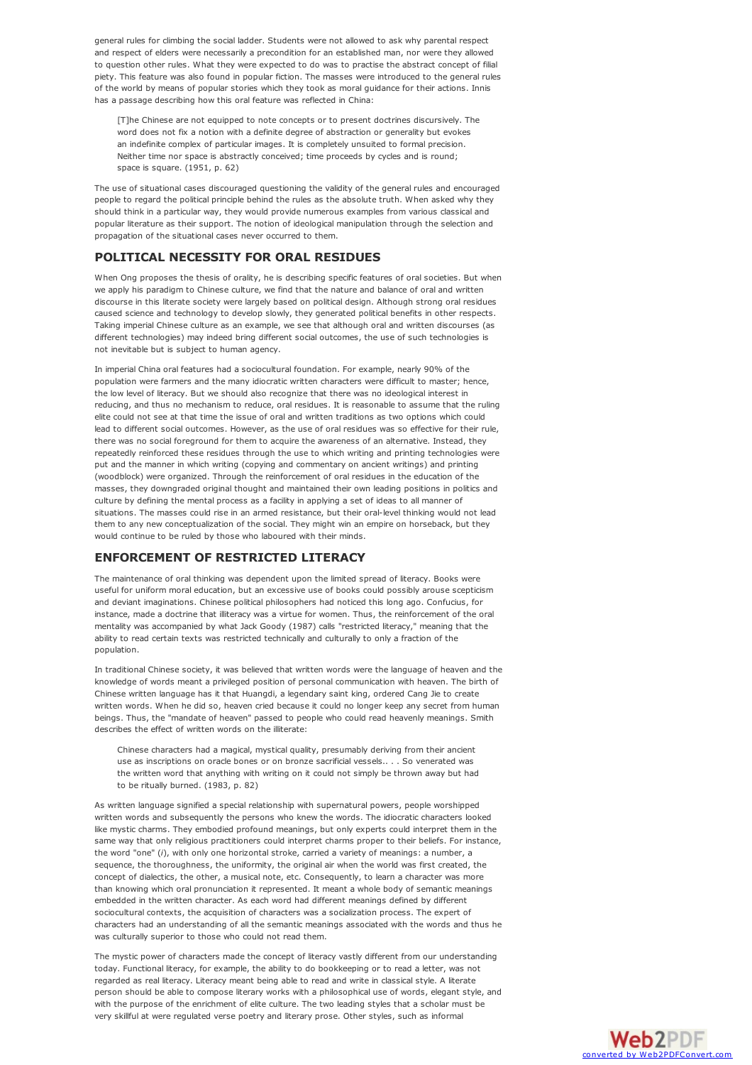general rules for climbing the social ladder. Students were not allowed to ask why parental respect and respect of elders were necessarily a precondition for an established man, nor were they allowed to question other rules. What they were expected to do was to practise the abstract concept of filial piety. This feature was also found in popular fiction. The masses were introduced to the general rules of the world by means of popular stories which they took as moral guidance for their actions. Innis has a passage describing how this oral feature was reflected in China:

> [T]he Chinese are not equipped to note concepts or to present doctrines discursively. The word does not fix a notion with a definite degree of abstraction or generality but evokes an indefinite complex of particular images. It is completely unsuited to formal precision. Neither time nor space is abstractly conceived; time proceeds by cycles and is round; space is square. (1951, p. 62)

The use of situational cases discouraged questioning the validity of the general rules and encouraged people to regard the political principle behind the rules as the absolute truth. When asked why they should think in a particular way, they would provide numerous examples from various classical and popular literature as their support. The notion of ideological manipulation through the selection and propagation of the situational cases never occurred to them.

## POLITICAL NECESSITY FOR ORAL RESIDUES

When Ong proposes the thesis of orality, he is describing specific features of oral societies. But when we apply his paradigm to Chinese culture, we find that the nature and balance of oral and written discourse in this literate society were largely based on political design. Although strong oral residues caused science and technology to develop slowly, they generated political benefits in other respects. Taking imperial Chinese culture as an example, we see that although oral and written discourses (as different technologies) may indeed bring different social outcomes, the use of such technologies is not inevitable but is subject to human agency.

In imperial China oral features had a sociocultural foundation. For example, nearly 90% of the population were farmers and the many idiocratic written characters were difficult to master; hence, the low level of literacy. But we should also recognize that there was no ideological interest in reducing, and thus no mechanism to reduce, oral residues. It is reasonable to assume that the ruling elite could not see at that time the issue of oral and written traditions as two options which could lead to different social outcomes. However, as the use of oral residues was so effective for their rule, there was no social foreground for them to acquire the awareness of an alternative. Instead, they repeatedly reinforced these residues through the use to which writing and printing technologies were put and the manner in which writing (copying and commentary on ancient writings) and printing (woodblock) were organized. Through the reinforcement of oral residues in the education of the masses, they downgraded original thought and maintained their own leading positions in politics and culture by defining the mental process as a facility in applying a set of ideas to all manner of situations. The masses could rise in an armed resistance, but their oral-level thinking would not lead them to any new conceptualization of the social. They might win an empire on horseback, but they would continue to be ruled by those who laboured with their minds.

## ENFORCEMENT OF RESTRICTED LITERACY

The maintenance of oral thinking was dependent upon the limited spread of literacy. Books were useful for uniform moral education, but an excessive use of books could possibly arouse scepticism and deviant imaginations. Chinese political philosophers had noticed this long ago. Confucius, for instance, made a doctrine that illiteracy was a virtue for women. Thus, the reinforcement of the oral mentality was accompanied by what Jack Goody (1987) calls "restricted literacy," meaning that the ability to read certain texts was restricted technically and culturally to only a fraction of the population.

In traditional Chinese society, it was believed that written words were the language of heaven and the knowledge of words meant a privileged position of personal communication with heaven. The birth of Chinese written language has it that Huangdi, a legendary saint king, ordered Cang Jie to create written words. When he did so, heaven cried because it could no longer keep any secret from human beings. Thus, the "mandate of heaven" passed to people who could read heavenly meanings. Smith describes the effect of written words on the illiterate:

> Chinese characters had a magical, mystical quality, presumably deriving from their ancient use as inscriptions on oracle bones or on bronze sacrificial vessels.. . . So venerated was the written word that anything with writing on it could not simply be thrown away but had to be ritually burned. (1983, p. 82)

As written language signified a special relationship with supernatural powers, people worshipped written words and subsequently the persons who knew the words. The idiocratic characters looked like mystic charms. They embodied profound meanings, but only experts could interpret them in the same way that only religious practitioners could interpret charms proper to their beliefs. For instance, the word "one" (*i*), with only one horizontal stroke, carried a variety of meanings: a number, a sequence, the thoroughness, the uniformity, the original air when the world was first created, the concept of dialectics, the other, a musical note, etc. Consequently, to learn a character was more than knowing which oral pronunciation it represented. It meant a whole body of semantic meanings embedded in the written character. As each word had different meanings defined by different sociocultural contexts, the acquisition of characters was a socialization process. The expert of characters had an understanding of all the semantic meanings associated with the words and thus he was culturally superior to those who could not read them.

The mystic power of characters made the concept of literacy vastly different from our understanding today. Functional literacy, for example, the ability to do bookkeeping or to read a letter, was not regarded as real literacy. Literacy meant being able to read and write in classical style. A literate person should be able to compose literary works with a philosophical use of words, elegant style, and with the purpose of the enrichment of elite culture. The two leading styles that a scholar must be very skillful at were regulated verse poetry and literary prose. Other styles, such as informal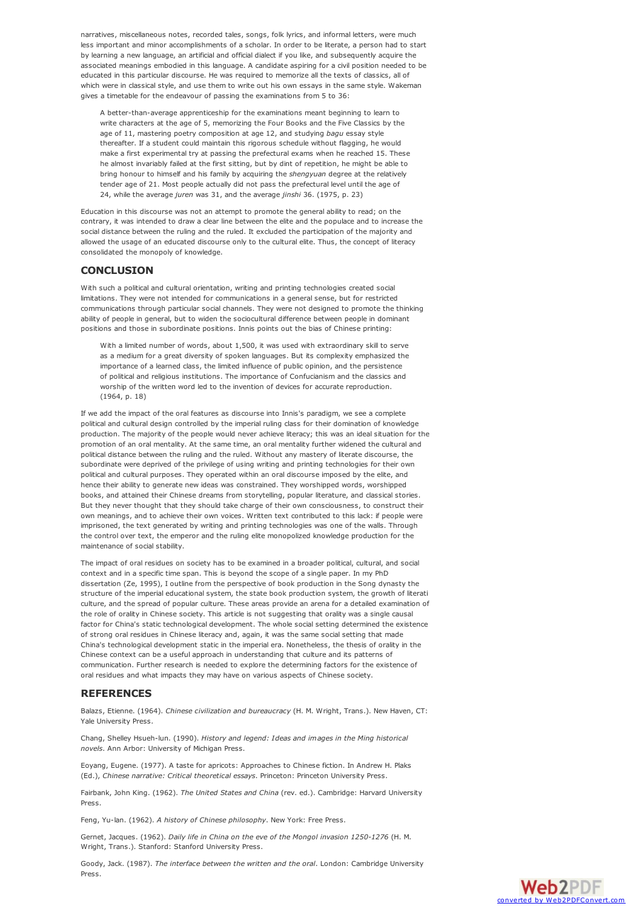narratives, miscellaneous notes, recorded tales, songs, folk lyrics, and informal letters, were much less important and minor accomplishments of a scholar. In order to be literate, a person had to start by learning a new language, an artificial and official dialect if you like, and subsequently acquire the associated meanings embodied in this language. A candidate aspiring for a civil position needed to be educated in this particular discourse. He was required to memorize all the texts of classics, all of which were in classical style, and use them to write out his own essays in the same style. Wakeman gives a timetable for the endeavour of passing the examinations from 5 to 36:

> A better-than-average apprenticeship for the examinations meant beginning to learn to write characters at the age of 5, memorizing the Four Books and the Five Classics by the age of 11, mastering poetry composition at age 12, and studying *bagu* essay style thereafter. If a student could maintain this rigorous schedule without flagging, he would make a first experimental try at passing the prefectural exams when he reached 15. These he almost invariably failed at the first sitting, but by dint of repetition, he might be able to bring honour to himself and his family by acquiring the *shengyuan* degree at the relatively tender age of 21. Most people actually did not pass the prefectural level until the age of 24, while the average *juren* was 31, and the average *jinshi* 36. (1975, p. 23)

Education in this discourse was not an attempt to promote the general ability to read; on the contrary, it was intended to draw a clear line between the elite and the populace and to increase the social distance between the ruling and the ruled. It excluded the participation of the majority and allowed the usage of an educated discourse only to the cultural elite. Thus, the concept of literacy consolidated the monopoly of knowledge.

## CONCLUSION

With such a political and cultural orientation, writing and printing technologies created social limitations. They were not intended for communications in a general sense, but for restricted communications through particular social channels. They were not designed to promote the thinking ability of people in general, but to widen the sociocultural difference between people in dominant positions and those in subordinate positions. Innis points out the bias of Chinese printing:

> With a limited number of words, about 1,500, it was used with extraordinary skill to serve as a medium for a great diversity of spoken languages. But its complexity emphasized the importance of a learned class, the limited influence of public opinion, and the persistence of political and religious institutions. The importance of Confucianism and the classics and worship of the written word led to the invention of devices for accurate reproduction. (1964, p. 18)

If we add the impact of the oral features as discourse into Innis's paradigm, we see a complete political and cultural design controlled by the imperial ruling class for their domination of knowledge production. The majority of the people would never achieve literacy; this was an ideal situation for the promotion of an oral mentality. At the same time, an oral mentality further widened the cultural and political distance between the ruling and the ruled. Without any mastery of literate discourse, the subordinate were deprived of the privilege of using writing and printing technologies for their own political and cultural purposes. They operated within an oral discourse imposed by the elite, and hence their ability to generate new ideas was constrained. They worshipped words, worshipped books, and attained their Chinese dreams from storytelling, popular literature, and classical stories. But they never thought that they should take charge of their own consciousness, to construct their own meanings, and to achieve their own voices. Written text contributed to this lack: if people were imprisoned, the text generated by writing and printing technologies was one of the walls. Through the control over text, the emperor and the ruling elite monopolized knowledge production for the maintenance of social stability.

The impact of oral residues on society has to be examined in a broader political, cultural, and social context and in a specific time span. This is beyond the scope of a single paper. In my PhD dissertation (Ze, 1995), I outline from the perspective of book production in the Song dynasty the structure of the imperial educational system, the state book production system, the growth of literati culture, and the spread of popular culture. These areas provide an arena for a detailed examination of the role of orality in Chinese society. This article is not suggesting that orality was a single causal factor for China's static technological development. The whole social setting determined the existence of strong oral residues in Chinese literacy and, again, it was the same social setting that made China's technological development static in the imperial era. Nonetheless, the thesis of orality in the Chinese context can be a useful approach in understanding that culture and its patterns of communication. Further research is needed to explore the determining factors for the existence of oral residues and what impacts they may have on various aspects of Chinese society.

## REFERENCES

Balazs, Etienne. (1964). *Chinese civilization and bureaucracy* (H. M. Wright, Trans.). New Haven, CT: Yale University Press.

Chang, Shelley Hsueh-lun. (1990). *History and legend: Ideas and images in the Ming historical novels*. Ann Arbor: University of Michigan Press.

Eoyang, Eugene. (1977). A taste for apricots: Approaches to Chinese fiction. In Andrew H. Plaks (Ed.), *Chinese narrative: Critical theoretical essays*. Princeton: Princeton University Press.

Fairbank, John King. (1962). *The United States and China* (rev. ed.). Cambridge: Harvard University Press.

Feng, Yu-lan. (1962). *A history of Chinese philosophy*. New York: Free Press.

Gernet, Jacques. (1962). *Daily life in China on the eve of the Mongol invasion 1250-1276* (H. M. Wright, Trans.). Stanford: Stanford University Press.

Goody, Jack. (1987). *The interface between the written and the oral*. London: Cambridge University Press.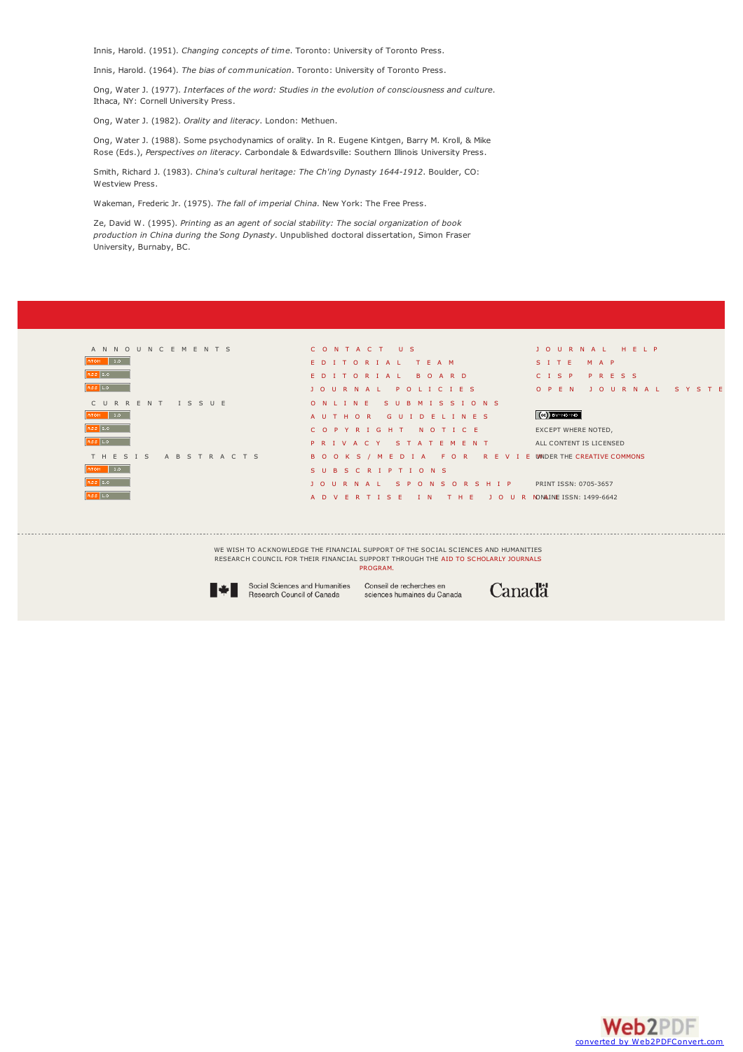Innis, Harold. (1951). *Changing concepts of time*. Toronto: University of Toronto Press.

Innis, Harold. (1964). *The bias of communication*. Toronto: University of Toronto Press.

Ong, Water J. (1977). *Interfaces of the word: Studies in the evolution of consciousness and culture*. Ithaca, NY: Cornell University Press.

Ong, Water J. (1982). *Orality and literacy*. London: Methuen.

Ong, Water J. (1988). Some psychodynamics of orality. In R. Eugene Kintgen, Barry M. Kroll, & Mike Rose (Eds.), *Perspectives on literacy*. Carbondale & Edwardsville: Southern Illinois University Press.

Smith, Richard J. (1983). *China's cultural heritage: The Ch'ing Dynasty 1644-1912*. Boulder, CO: Westview Press.

Wakeman, Frederic Jr. (1975). *The fall of imperial China*. New York: The Free Press.

Ze, David W. (1995). *Printing as an agent of social stability: The social organization of book production in China during the Song Dynasty*. Unpublished doctoral dissertation, Simon Fraser University, Burnaby, BC.

ANNOUNCEMENTS
CURRENT ISSUE
THESIS ABSTRACTS

CONTACT US
EDITORIAL TEAM
EDITORIAL BOARD
JOURNAL POLICIES
ONLINE SUBMISSIONS
AUTHOR GUIDELINES
COPYRIGHT NOTICE
PRIVACY STATEMENT
BOOKS/MEDIA FOR REVIEW
SUBSCRIPTIONS
JOURNAL SPONSORSHIP
ADVERTISE IN THE JOURNAL

JOURNAL HELP
SITE MAP
CISP PRESS
OPEN JOURNAL SYSTE

EXCEPT WHERE NOTED, ALL CONTENT IS LICENSED UNDER THE CREATIVE COMMONS

PRINT ISSN: 0705-3657
ONLINE ISSN: 1499-6642

WE WISH TO ACKNOWLEDGE THE FINANCIAL SUPPORT OF THE SOCIAL SCIENCES AND HUMANITIES RESEARCH COUNCIL FOR THEIR FINANCIAL SUPPORT THROUGH THE AID TO SCHOLARLY JOURNALS PROGRAM.

Social Sciences and Humanities Research Council of Canada

Conseil de recherches en sciences humaines du Canada

Canada